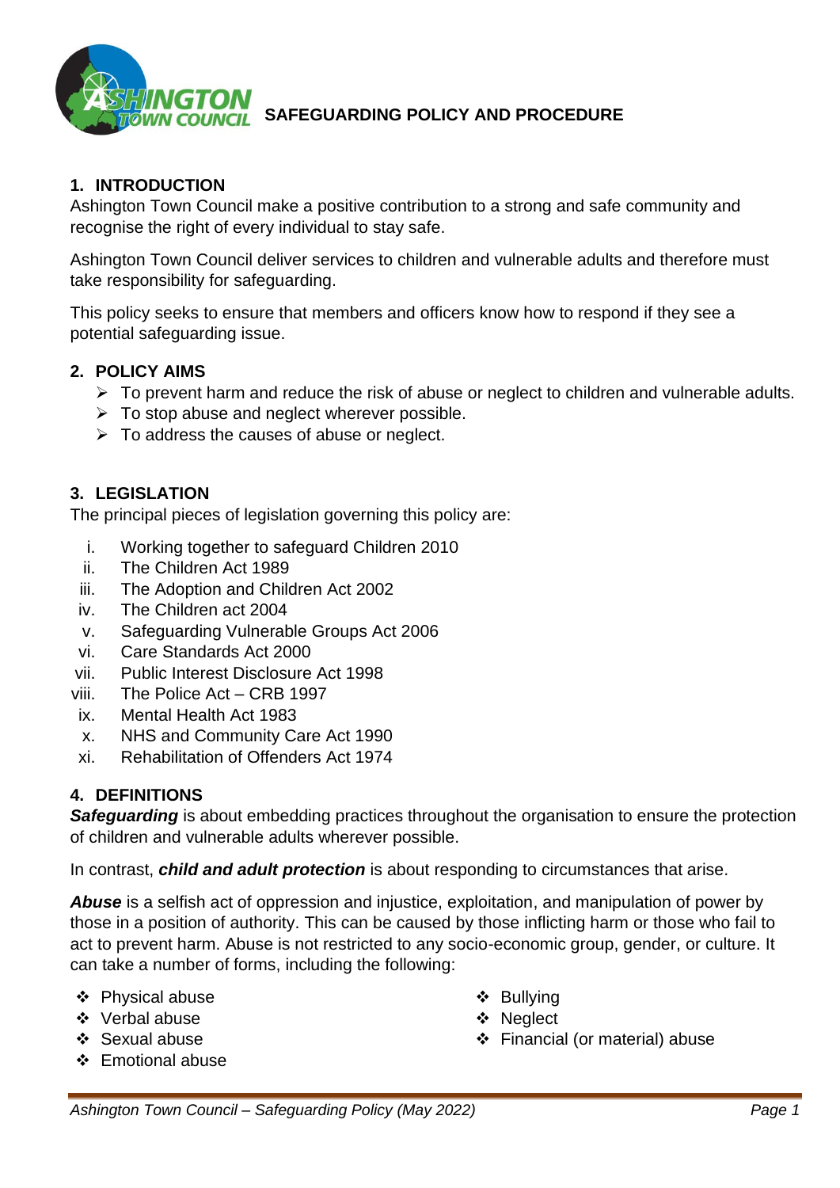# SAFEGUARDING POLICY AND PROCEDURE

## 1. INTRODUCTION

Ashington Town Council make a positive contribution to a strong and safe community and recognise the right of every individual to stay safe.

Ashington Town Council deliver services to children and vulnerable adults and therefore must take responsibility for safeguarding.

This policy seeks to ensure that members and officers know how to respond if they see a potential safeguarding issue.

## 2. POLICY AIMS

- To prevent harm and reduce the risk of abuse or neglect to children and vulnerable adults.
- To stop abuse and neglect wherever possible.
- To address the causes of abuse or neglect.

## 3. LEGISLATION

The principal pieces of legislation governing this policy are:

i. Working together to safeguard Children 2010
ii. The Children Act 1989
iii. The Adoption and Children Act 2002
iv. The Children act 2004
v. Safeguarding Vulnerable Groups Act 2006
vi. Care Standards Act 2000
vii. Public Interest Disclosure Act 1998
viii. The Police Act – CRB 1997
ix. Mental Health Act 1983
x. NHS and Community Care Act 1990
xi. Rehabilitation of Offenders Act 1974

## 4. DEFINITIONS

***Safeguarding*** is about embedding practices throughout the organisation to ensure the protection of children and vulnerable adults wherever possible.

In contrast, ***child and adult protection*** is about responding to circumstances that arise.

***Abuse*** is a selfish act of oppression and injustice, exploitation, and manipulation of power by those in a position of authority. This can be caused by those inflicting harm or those who fail to act to prevent harm. Abuse is not restricted to any socio-economic group, gender, or culture. It can take a number of forms, including the following:

- Physical abuse
- Verbal abuse
- Sexual abuse
- Emotional abuse
- Bullying
- Neglect
- Financial (or material) abuse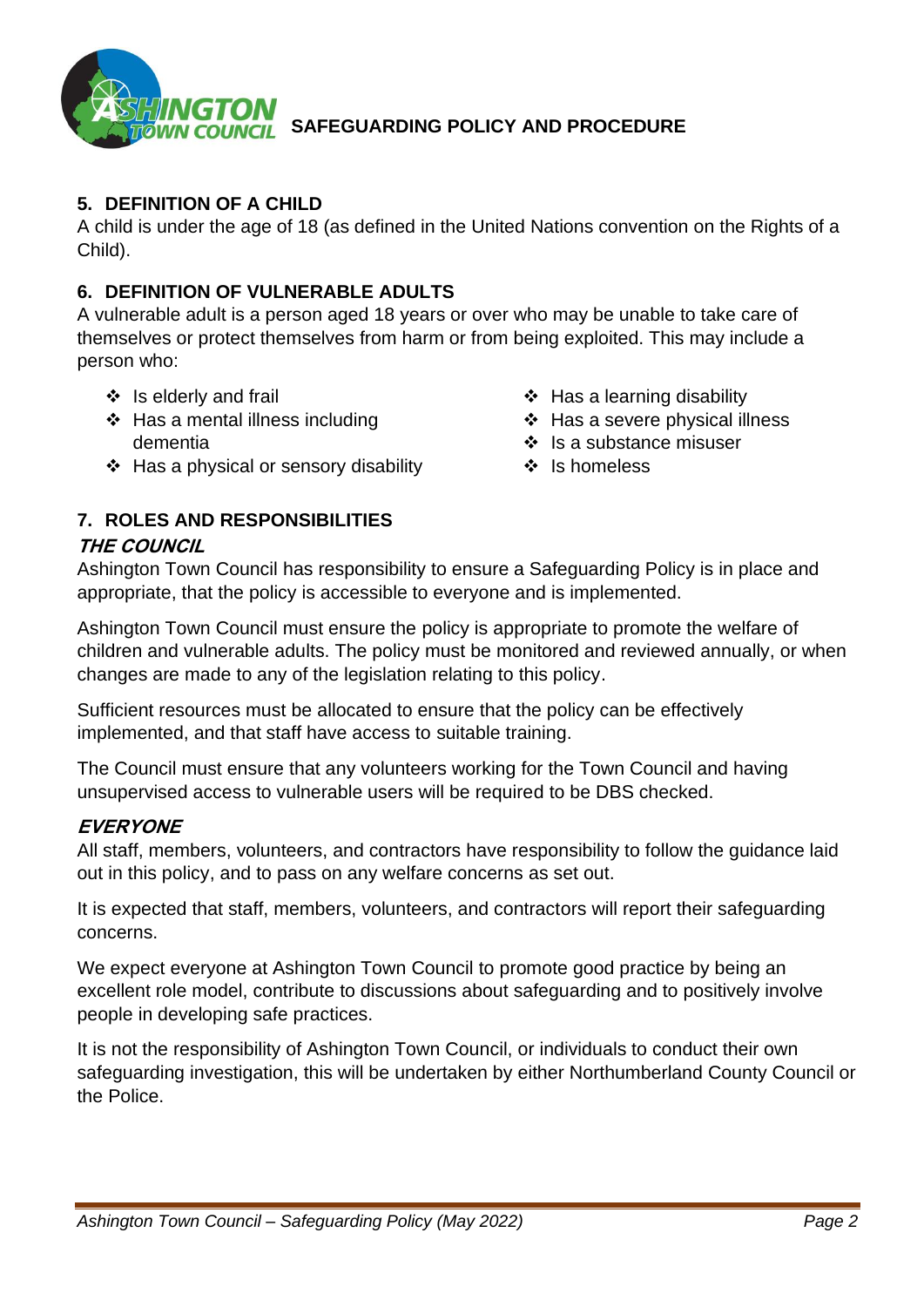## 5. DEFINITION OF A CHILD

A child is under the age of 18 (as defined in the United Nations convention on the Rights of a Child).

## 6. DEFINITION OF VULNERABLE ADULTS

A vulnerable adult is a person aged 18 years or over who may be unable to take care of themselves or protect themselves from harm or from being exploited. This may include a person who:

- Is elderly and frail
- Has a mental illness including dementia
- Has a physical or sensory disability
- Has a learning disability
- Has a severe physical illness
- Is a substance misuser
- Is homeless

## 7. ROLES AND RESPONSIBILITIES

### *THE COUNCIL*

Ashington Town Council has responsibility to ensure a Safeguarding Policy is in place and appropriate, that the policy is accessible to everyone and is implemented.

Ashington Town Council must ensure the policy is appropriate to promote the welfare of children and vulnerable adults. The policy must be monitored and reviewed annually, or when changes are made to any of the legislation relating to this policy.

Sufficient resources must be allocated to ensure that the policy can be effectively implemented, and that staff have access to suitable training.

The Council must ensure that any volunteers working for the Town Council and having unsupervised access to vulnerable users will be required to be DBS checked.

### *EVERYONE*

All staff, members, volunteers, and contractors have responsibility to follow the guidance laid out in this policy, and to pass on any welfare concerns as set out.

It is expected that staff, members, volunteers, and contractors will report their safeguarding concerns.

We expect everyone at Ashington Town Council to promote good practice by being an excellent role model, contribute to discussions about safeguarding and to positively involve people in developing safe practices.

It is not the responsibility of Ashington Town Council, or individuals to conduct their own safeguarding investigation, this will be undertaken by either Northumberland County Council or the Police.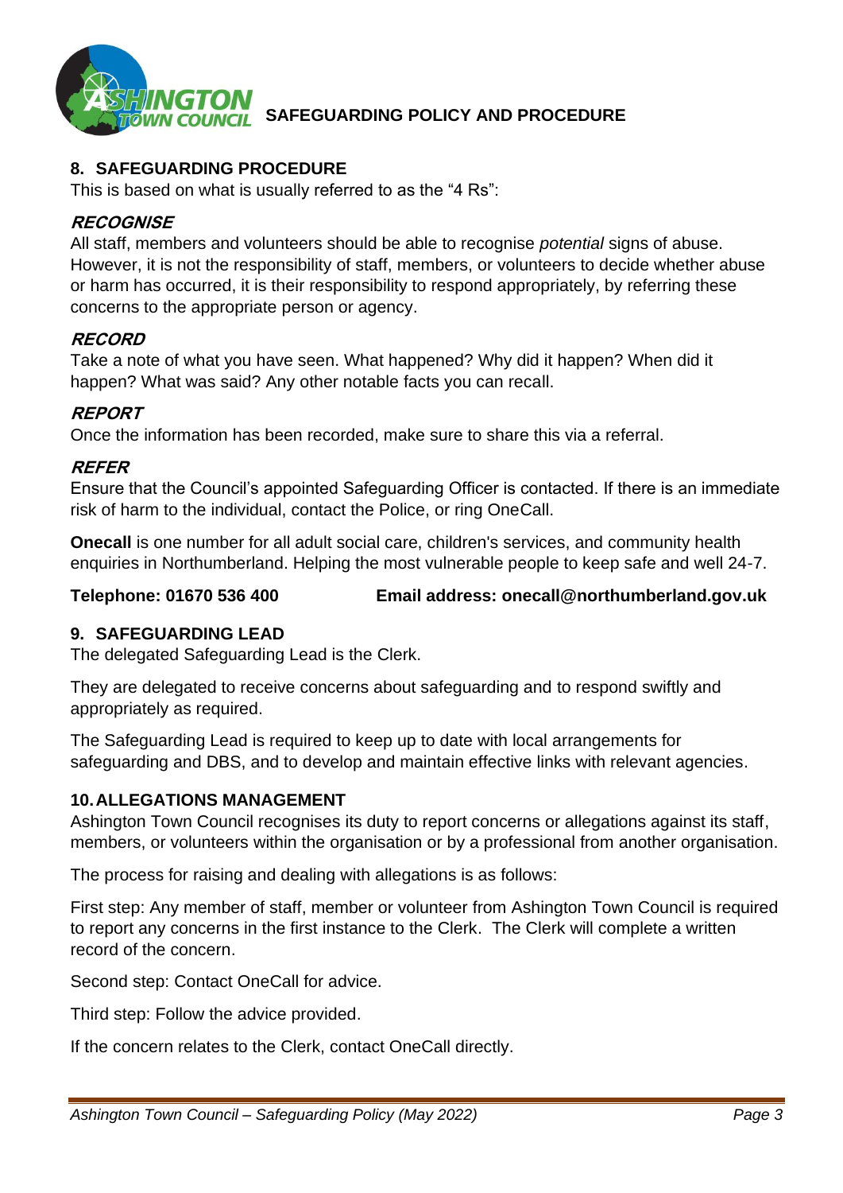## 8. SAFEGUARDING PROCEDURE

This is based on what is usually referred to as the "4 Rs":

### *RECOGNISE*

All staff, members and volunteers should be able to recognise *potential* signs of abuse. However, it is not the responsibility of staff, members, or volunteers to decide whether abuse or harm has occurred, it is their responsibility to respond appropriately, by referring these concerns to the appropriate person or agency.

### *RECORD*

Take a note of what you have seen. What happened? Why did it happen? When did it happen? What was said? Any other notable facts you can recall.

### *REPORT*

Once the information has been recorded, make sure to share this via a referral.

### *REFER*

Ensure that the Council's appointed Safeguarding Officer is contacted. If there is an immediate risk of harm to the individual, contact the Police, or ring OneCall.

**Onecall** is one number for all adult social care, children's services, and community health enquiries in Northumberland. Helping the most vulnerable people to keep safe and well 24-7.

**Telephone: 01670 536 400** **Email address: onecall@northumberland.gov.uk**

## 9. SAFEGUARDING LEAD

The delegated Safeguarding Lead is the Clerk.

They are delegated to receive concerns about safeguarding and to respond swiftly and appropriately as required.

The Safeguarding Lead is required to keep up to date with local arrangements for safeguarding and DBS, and to develop and maintain effective links with relevant agencies.

## 10. ALLEGATIONS MANAGEMENT

Ashington Town Council recognises its duty to report concerns or allegations against its staff, members, or volunteers within the organisation or by a professional from another organisation.

The process for raising and dealing with allegations is as follows:

First step: Any member of staff, member or volunteer from Ashington Town Council is required to report any concerns in the first instance to the Clerk. The Clerk will complete a written record of the concern.

Second step: Contact OneCall for advice.

Third step: Follow the advice provided.

If the concern relates to the Clerk, contact OneCall directly.